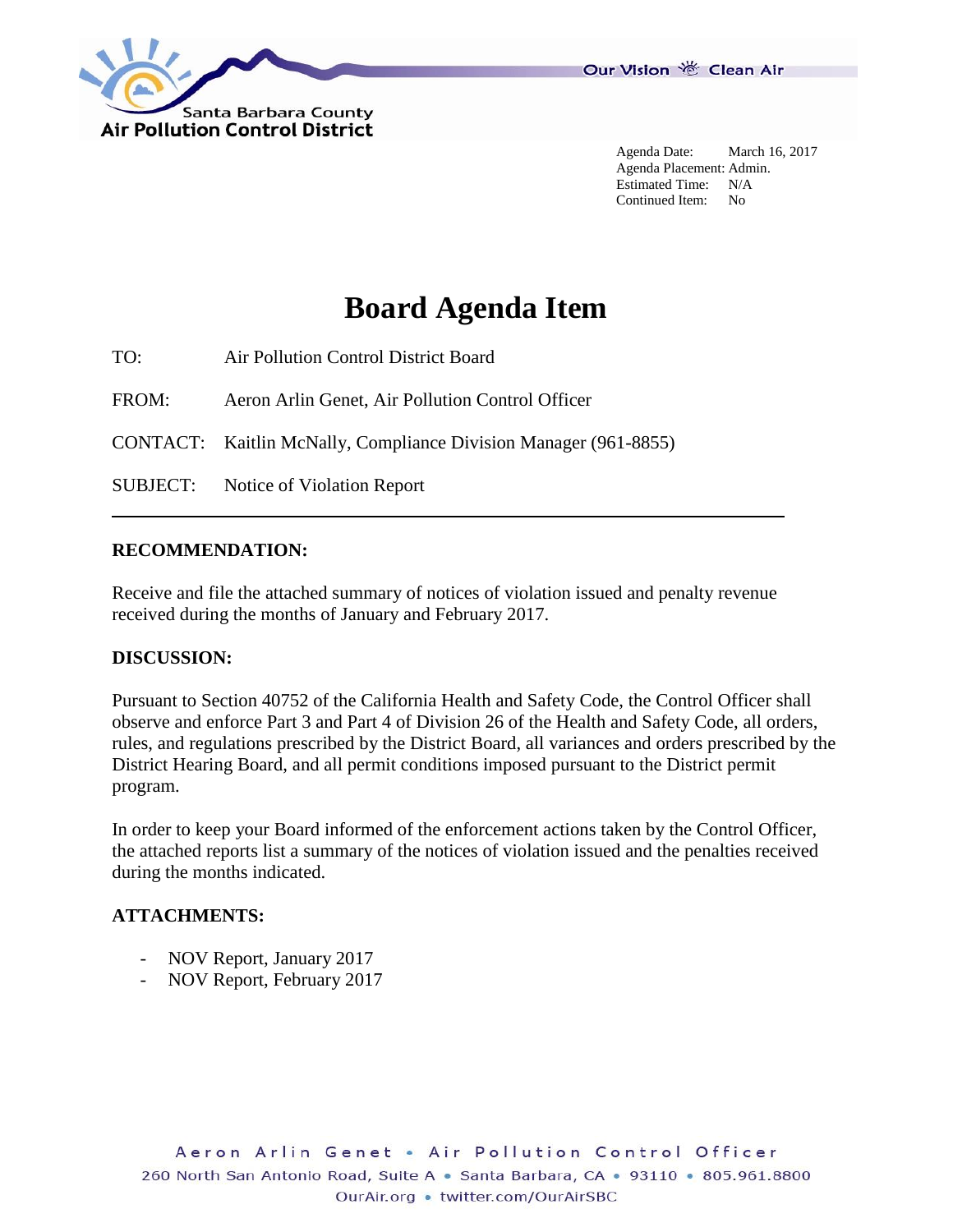Santa Barbara County
Air Pollution Control District

Our Vision Clean Air

Agenda Date: March 16, 2017
Agenda Placement: Admin.
Estimated Time: N/A
Continued Item: No

# Board Agenda Item

TO: Air Pollution Control District Board

FROM: Aeron Arlin Genet, Air Pollution Control Officer

CONTACT: Kaitlin McNally, Compliance Division Manager (961-8855)

SUBJECT: Notice of Violation Report

---

**RECOMMENDATION:**

Receive and file the attached summary of notices of violation issued and penalty revenue received during the months of January and February 2017.

**DISCUSSION:**

Pursuant to Section 40752 of the California Health and Safety Code, the Control Officer shall observe and enforce Part 3 and Part 4 of Division 26 of the Health and Safety Code, all orders, rules, and regulations prescribed by the District Board, all variances and orders prescribed by the District Hearing Board, and all permit conditions imposed pursuant to the District permit program.

In order to keep your Board informed of the enforcement actions taken by the Control Officer, the attached reports list a summary of the notices of violation issued and the penalties received during the months indicated.

**ATTACHMENTS:**

- NOV Report, January 2017
- NOV Report, February 2017

Aeron Arlin Genet • Air Pollution Control Officer
260 North San Antonio Road, Suite A • Santa Barbara, CA • 93110 • 805.961.8800
OurAir.org • twitter.com/OurAirSBC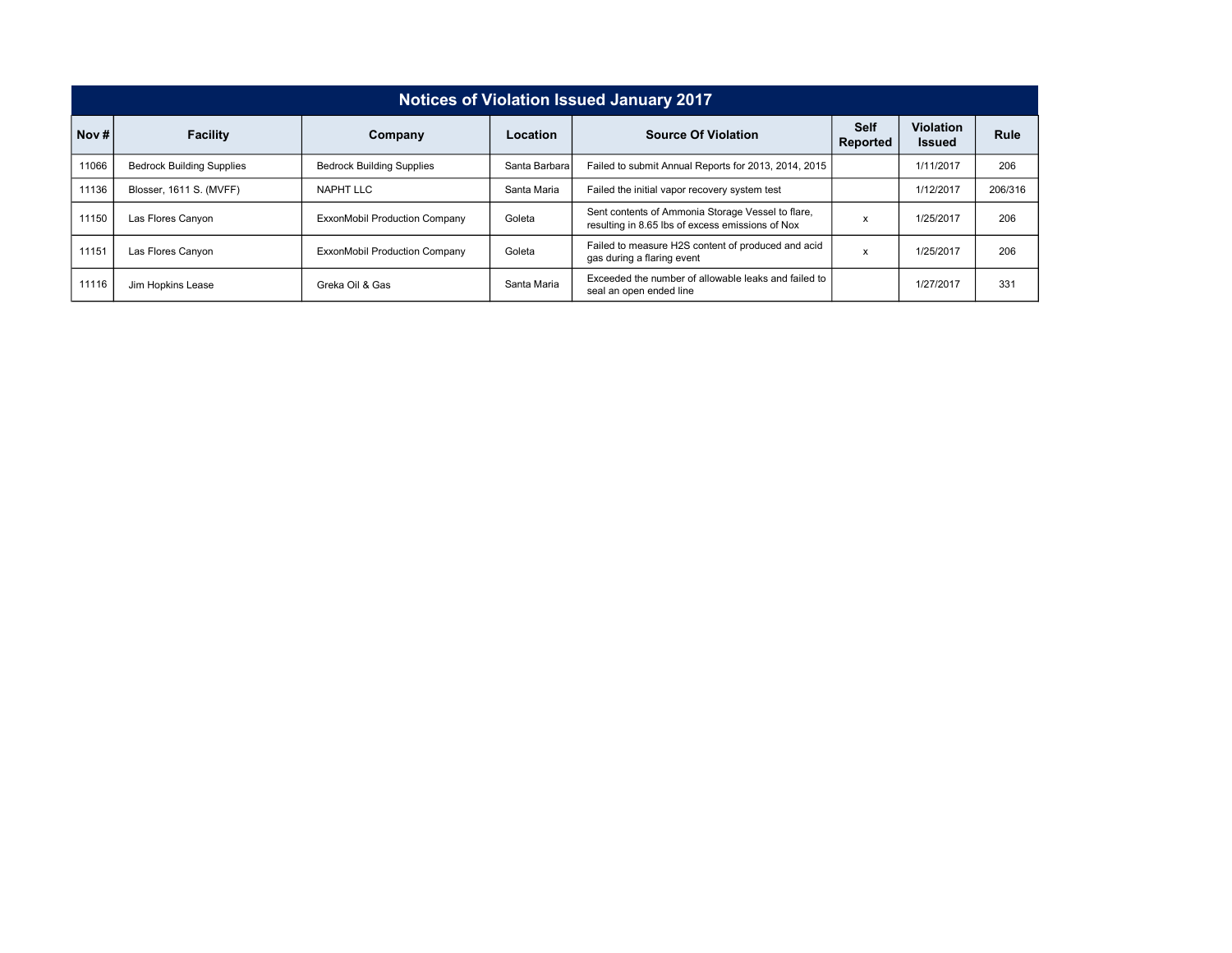## Notices of Violation Issued January 2017

| Nov # | Facility | Company | Location | Source Of Violation | Self Reported | Violation Issued | Rule |
|---|---|---|---|---|---|---|---|
| 11066 | Bedrock Building Supplies | Bedrock Building Supplies | Santa Barbara | Failed to submit Annual Reports for 2013, 2014, 2015 | | 1/11/2017 | 206 |
| 11136 | Blosser, 1611 S. (MVFF) | NAPHT LLC | Santa Maria | Failed the initial vapor recovery system test | | 1/12/2017 | 206/316 |
| 11150 | Las Flores Canyon | ExxonMobil Production Company | Goleta | Sent contents of Ammonia Storage Vessel to flare, resulting in 8.65 lbs of excess emissions of Nox | x | 1/25/2017 | 206 |
| 11151 | Las Flores Canyon | ExxonMobil Production Company | Goleta | Failed to measure H2S content of produced and acid gas during a flaring event | x | 1/25/2017 | 206 |
| 11116 | Jim Hopkins Lease | Greka Oil & Gas | Santa Maria | Exceeded the number of allowable leaks and failed to seal an open ended line | | 1/27/2017 | 331 |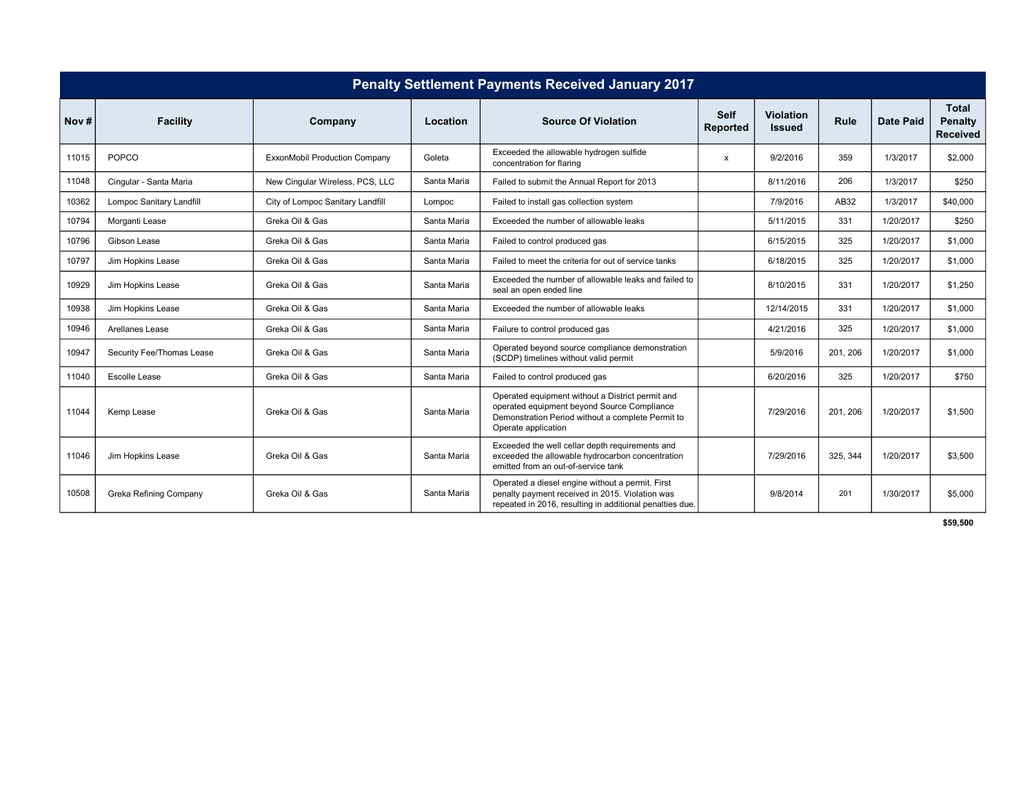# Penalty Settlement Payments Received January 2017

| Nov # | Facility | Company | Location | Source Of Violation | Self Reported | Violation Issued | Rule | Date Paid | Total Penalty Received |
|---|---|---|---|---|---|---|---|---|---|
| 11015 | POPCO | ExxonMobil Production Company | Goleta | Exceeded the allowable hydrogen sulfide concentration for flaring | x | 9/2/2016 | 359 | 1/3/2017 | $2,000 |
| 11048 | Cingular - Santa Maria | New Cingular Wireless, PCS, LLC | Santa Maria | Failed to submit the Annual Report for 2013 | | 8/11/2016 | 206 | 1/3/2017 | $250 |
| 10362 | Lompoc Sanitary Landfill | City of Lompoc Sanitary Landfill | Lompoc | Failed to install gas collection system | | 7/9/2016 | AB32 | 1/3/2017 | $40,000 |
| 10794 | Morganti Lease | Greka Oil & Gas | Santa Maria | Exceeded the number of allowable leaks | | 5/11/2015 | 331 | 1/20/2017 | $250 |
| 10796 | Gibson Lease | Greka Oil & Gas | Santa Maria | Failed to control produced gas | | 6/15/2015 | 325 | 1/20/2017 | $1,000 |
| 10797 | Jim Hopkins Lease | Greka Oil & Gas | Santa Maria | Failed to meet the criteria for out of service tanks | | 6/18/2015 | 325 | 1/20/2017 | $1,000 |
| 10929 | Jim Hopkins Lease | Greka Oil & Gas | Santa Maria | Exceeded the number of allowable leaks and failed to seal an open ended line | | 8/10/2015 | 331 | 1/20/2017 | $1,250 |
| 10938 | Jim Hopkins Lease | Greka Oil & Gas | Santa Maria | Exceeded the number of allowable leaks | | 12/14/2015 | 331 | 1/20/2017 | $1,000 |
| 10946 | Arellanes Lease | Greka Oil & Gas | Santa Maria | Failure to control produced gas | | 4/21/2016 | 325 | 1/20/2017 | $1,000 |
| 10947 | Security Fee/Thomas Lease | Greka Oil & Gas | Santa Maria | Operated beyond source compliance demonstration (SCDP) timelines without valid permit | | 5/9/2016 | 201, 206 | 1/20/2017 | $1,000 |
| 11040 | Escolle Lease | Greka Oil & Gas | Santa Maria | Failed to control produced gas | | 6/20/2016 | 325 | 1/20/2017 | $750 |
| 11044 | Kemp Lease | Greka Oil & Gas | Santa Maria | Operated equipment without a District permit and operated equipment beyond Source Compliance Demonstration Period without a complete Permit to Operate application | | 7/29/2016 | 201, 206 | 1/20/2017 | $1,500 |
| 11046 | Jim Hopkins Lease | Greka Oil & Gas | Santa Maria | Exceeded the well cellar depth requirements and exceeded the allowable hydrocarbon concentration emitted from an out-of-service tank | | 7/29/2016 | 325, 344 | 1/20/2017 | $3,500 |
| 10508 | Greka Refining Company | Greka Oil & Gas | Santa Maria | Operated a diesel engine without a permit. First penalty payment received in 2015. Violation was repeated in 2016, resulting in additional penalties due. | | 9/8/2014 | 201 | 1/30/2017 | $5,000 |
| | | | | | | | | | **$59,500** |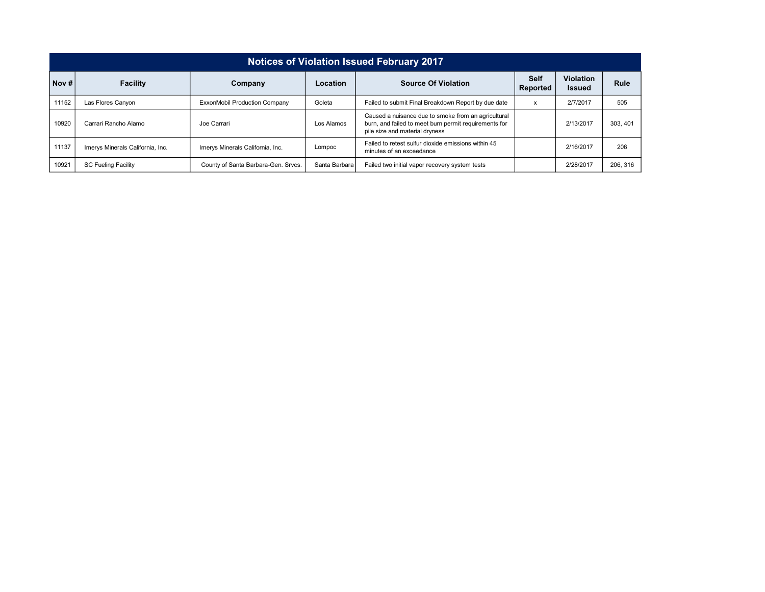## Notices of Violation Issued February 2017

| Nov # | Facility | Company | Location | Source Of Violation | Self Reported | Violation Issued | Rule |
|---|---|---|---|---|---|---|---|
| 11152 | Las Flores Canyon | ExxonMobil Production Company | Goleta | Failed to submit Final Breakdown Report by due date | x | 2/7/2017 | 505 |
| 10920 | Carrari Rancho Alamo | Joe Carrari | Los Alamos | Caused a nuisance due to smoke from an agricultural burn, and failed to meet burn permit requirements for pile size and material dryness | | 2/13/2017 | 303, 401 |
| 11137 | Imerys Minerals California, Inc. | Imerys Minerals California, Inc. | Lompoc | Failed to retest sulfur dioxide emissions within 45 minutes of an exceedance | | 2/16/2017 | 206 |
| 10921 | SC Fueling Facility | County of Santa Barbara-Gen. Srvcs. | Santa Barbara | Failed two initial vapor recovery system tests | | 2/28/2017 | 206, 316 |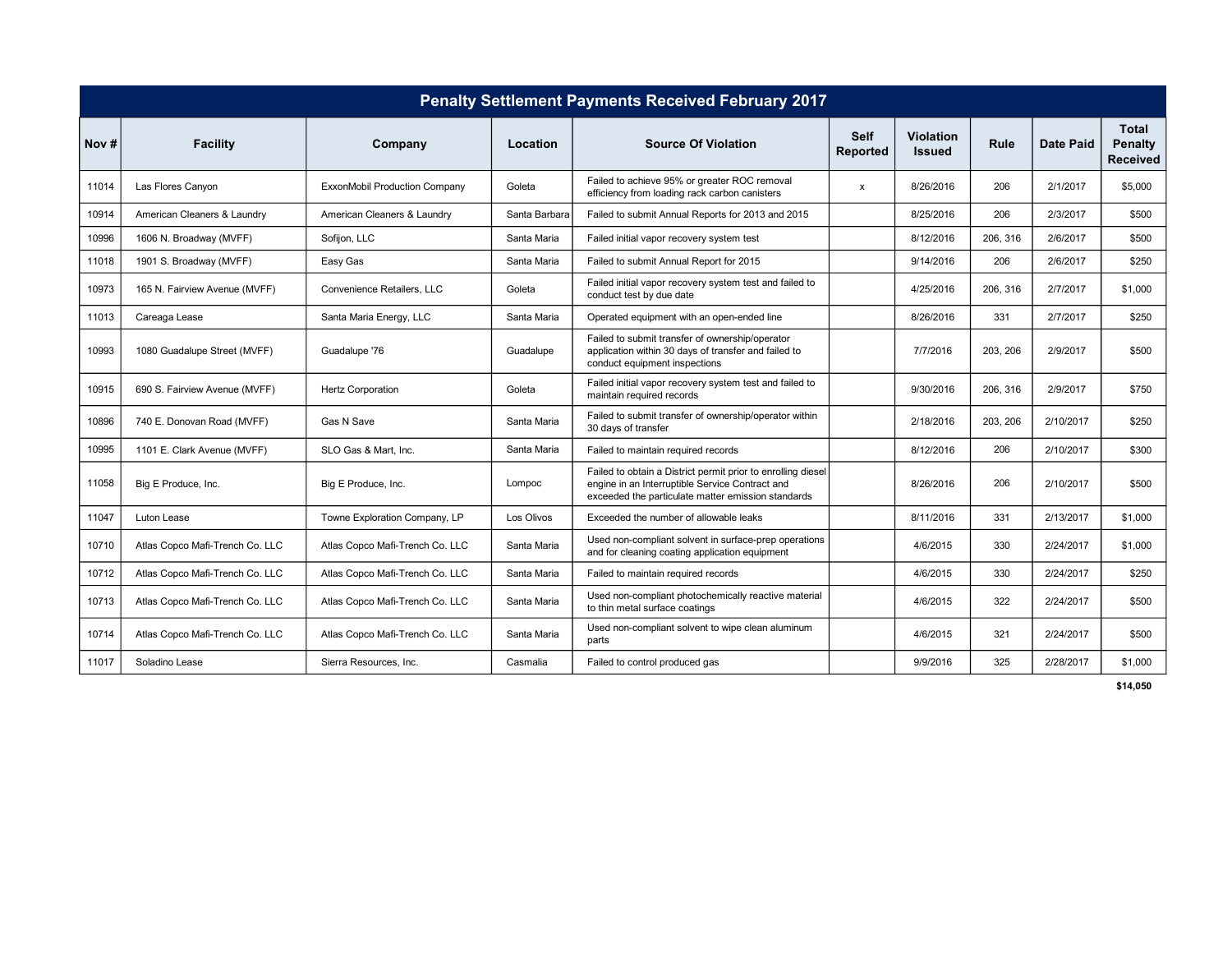# Penalty Settlement Payments Received February 2017

| Nov # | Facility | Company | Location | Source Of Violation | Self Reported | Violation Issued | Rule | Date Paid | Total Penalty Received |
|---|---|---|---|---|---|---|---|---|---|
| 11014 | Las Flores Canyon | ExxonMobil Production Company | Goleta | Failed to achieve 95% or greater ROC removal efficiency from loading rack carbon canisters | x | 8/26/2016 | 206 | 2/1/2017 | $5,000 |
| 10914 | American Cleaners & Laundry | American Cleaners & Laundry | Santa Barbara | Failed to submit Annual Reports for 2013 and 2015 | | 8/25/2016 | 206 | 2/3/2017 | $500 |
| 10996 | 1606 N. Broadway (MVFF) | Sofijon, LLC | Santa Maria | Failed initial vapor recovery system test | | 8/12/2016 | 206, 316 | 2/6/2017 | $500 |
| 11018 | 1901 S. Broadway (MVFF) | Easy Gas | Santa Maria | Failed to submit Annual Report for 2015 | | 9/14/2016 | 206 | 2/6/2017 | $250 |
| 10973 | 165 N. Fairview Avenue (MVFF) | Convenience Retailers, LLC | Goleta | Failed initial vapor recovery system test and failed to conduct test by due date | | 4/25/2016 | 206, 316 | 2/7/2017 | $1,000 |
| 11013 | Careaga Lease | Santa Maria Energy, LLC | Santa Maria | Operated equipment with an open-ended line | | 8/26/2016 | 331 | 2/7/2017 | $250 |
| 10993 | 1080 Guadalupe Street (MVFF) | Guadalupe '76 | Guadalupe | Failed to submit transfer of ownership/operator application within 30 days of transfer and failed to conduct equipment inspections | | 7/7/2016 | 203, 206 | 2/9/2017 | $500 |
| 10915 | 690 S. Fairview Avenue (MVFF) | Hertz Corporation | Goleta | Failed initial vapor recovery system test and failed to maintain required records | | 9/30/2016 | 206, 316 | 2/9/2017 | $750 |
| 10896 | 740 E. Donovan Road (MVFF) | Gas N Save | Santa Maria | Failed to submit transfer of ownership/operator within 30 days of transfer | | 2/18/2016 | 203, 206 | 2/10/2017 | $250 |
| 10995 | 1101 E. Clark Avenue (MVFF) | SLO Gas & Mart, Inc. | Santa Maria | Failed to maintain required records | | 8/12/2016 | 206 | 2/10/2017 | $300 |
| 11058 | Big E Produce, Inc. | Big E Produce, Inc. | Lompoc | Failed to obtain a District permit prior to enrolling diesel engine in an Interruptible Service Contract and exceeded the particulate matter emission standards | | 8/26/2016 | 206 | 2/10/2017 | $500 |
| 11047 | Luton Lease | Towne Exploration Company, LP | Los Olivos | Exceeded the number of allowable leaks | | 8/11/2016 | 331 | 2/13/2017 | $1,000 |
| 10710 | Atlas Copco Mafi-Trench Co. LLC | Atlas Copco Mafi-Trench Co. LLC | Santa Maria | Used non-compliant solvent in surface-prep operations and for cleaning coating application equipment | | 4/6/2015 | 330 | 2/24/2017 | $1,000 |
| 10712 | Atlas Copco Mafi-Trench Co. LLC | Atlas Copco Mafi-Trench Co. LLC | Santa Maria | Failed to maintain required records | | 4/6/2015 | 330 | 2/24/2017 | $250 |
| 10713 | Atlas Copco Mafi-Trench Co. LLC | Atlas Copco Mafi-Trench Co. LLC | Santa Maria | Used non-compliant photochemically reactive material to thin metal surface coatings | | 4/6/2015 | 322 | 2/24/2017 | $500 |
| 10714 | Atlas Copco Mafi-Trench Co. LLC | Atlas Copco Mafi-Trench Co. LLC | Santa Maria | Used non-compliant solvent to wipe clean aluminum parts | | 4/6/2015 | 321 | 2/24/2017 | $500 |
| 11017 | Soladino Lease | Sierra Resources, Inc. | Casmalia | Failed to control produced gas | | 9/9/2016 | 325 | 2/28/2017 | $1,000 |
| | | | | | | | | | **$14,050** |